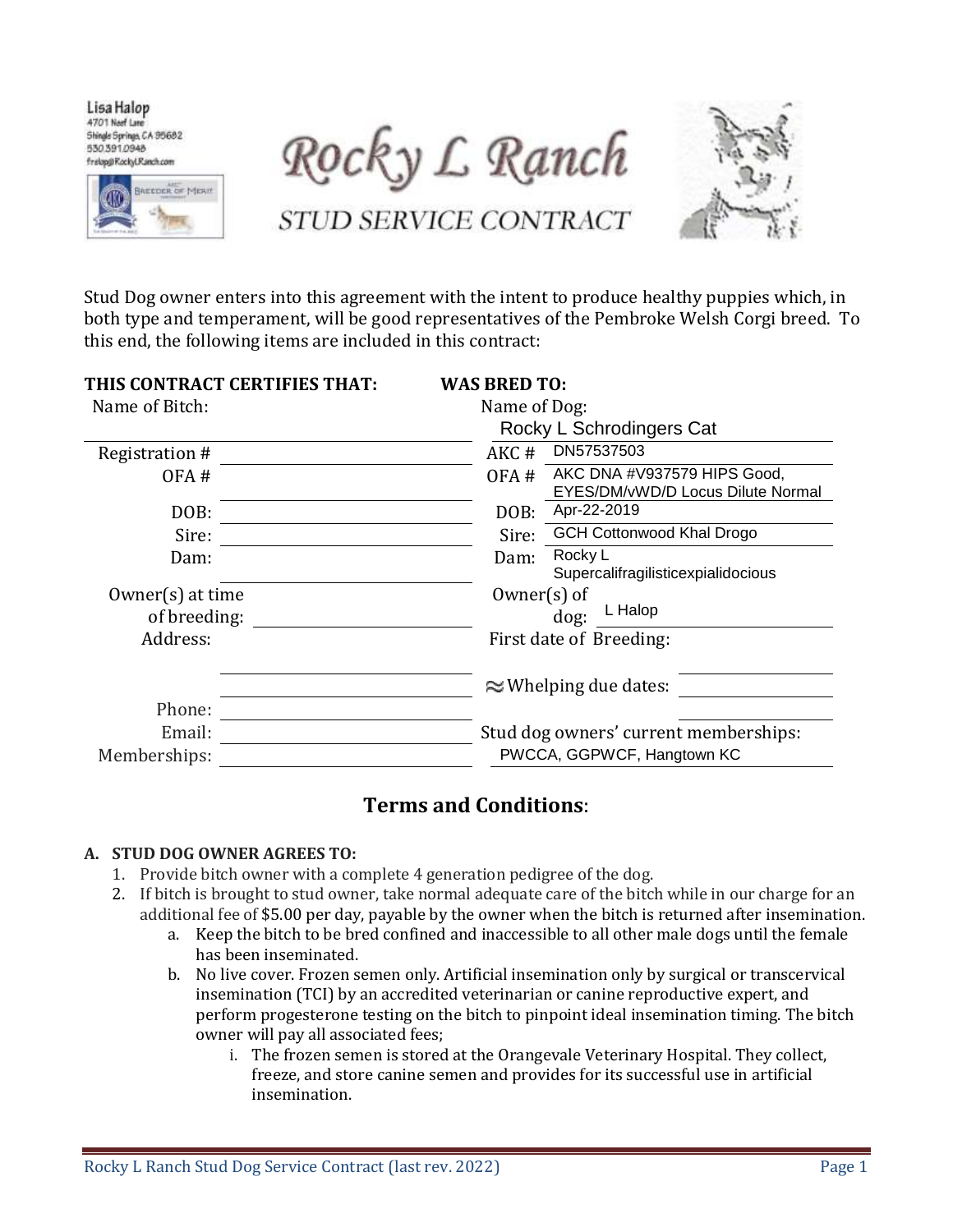Lisa Halop
4701 Neef Lane
Shingle Springs, CA 95682
530.391.0948
frelop@RockyLRanch.com

# Rocky L Ranch

## STUD SERVICE CONTRACT

Stud Dog owner enters into this agreement with the intent to produce healthy puppies which, in both type and temperament, will be good representatives of the Pembroke Welsh Corgi breed. To this end, the following items are included in this contract:

| **THIS CONTRACT CERTIFIES THAT:** | | **WAS BRED TO:** | |
|---|---|---|---|
| Name of Bitch: | | Name of Dog: | Rocky L Schrodingers Cat |
| Registration # | | AKC # | DN57537503 |
| OFA # | | OFA # | AKC DNA #V937579 HIPS Good, EYES/DM/vWD/D Locus Dilute Normal |
| DOB: | | DOB: | Apr-22-2019 |
| Sire: | | Sire: | GCH Cottonwood Khal Drogo |
| Dam: | | Dam: | Rocky L Supercalifragilisticexpialidocious |
| Owner(s) at time of breeding: | | Owner(s) of dog: | L Halop |
| Address: | | First date of Breeding: | |
| | | ≈Whelping due dates: | |
| Phone: | | | |
| Email: | | Stud dog owners' current memberships: | |
| Memberships: | | | PWCCA, GGPWCF, Hangtown KC |

## Terms and Conditions:

**A. STUD DOG OWNER AGREES TO:**

1. Provide bitch owner with a complete 4 generation pedigree of the dog.
2. If bitch is brought to stud owner, take normal adequate care of the bitch while in our charge for an additional fee of $5.00 per day, payable by the owner when the bitch is returned after insemination.
   a. Keep the bitch to be bred confined and inaccessible to all other male dogs until the female has been inseminated.
   b. No live cover. Frozen semen only. Artificial insemination only by surgical or transcervical insemination (TCI) by an accredited veterinarian or canine reproductive expert, and perform progesterone testing on the bitch to pinpoint ideal insemination timing. The bitch owner will pay all associated fees;
      i. The frozen semen is stored at the Orangevale Veterinary Hospital. They collect, freeze, and store canine semen and provides for its successful use in artificial insemination.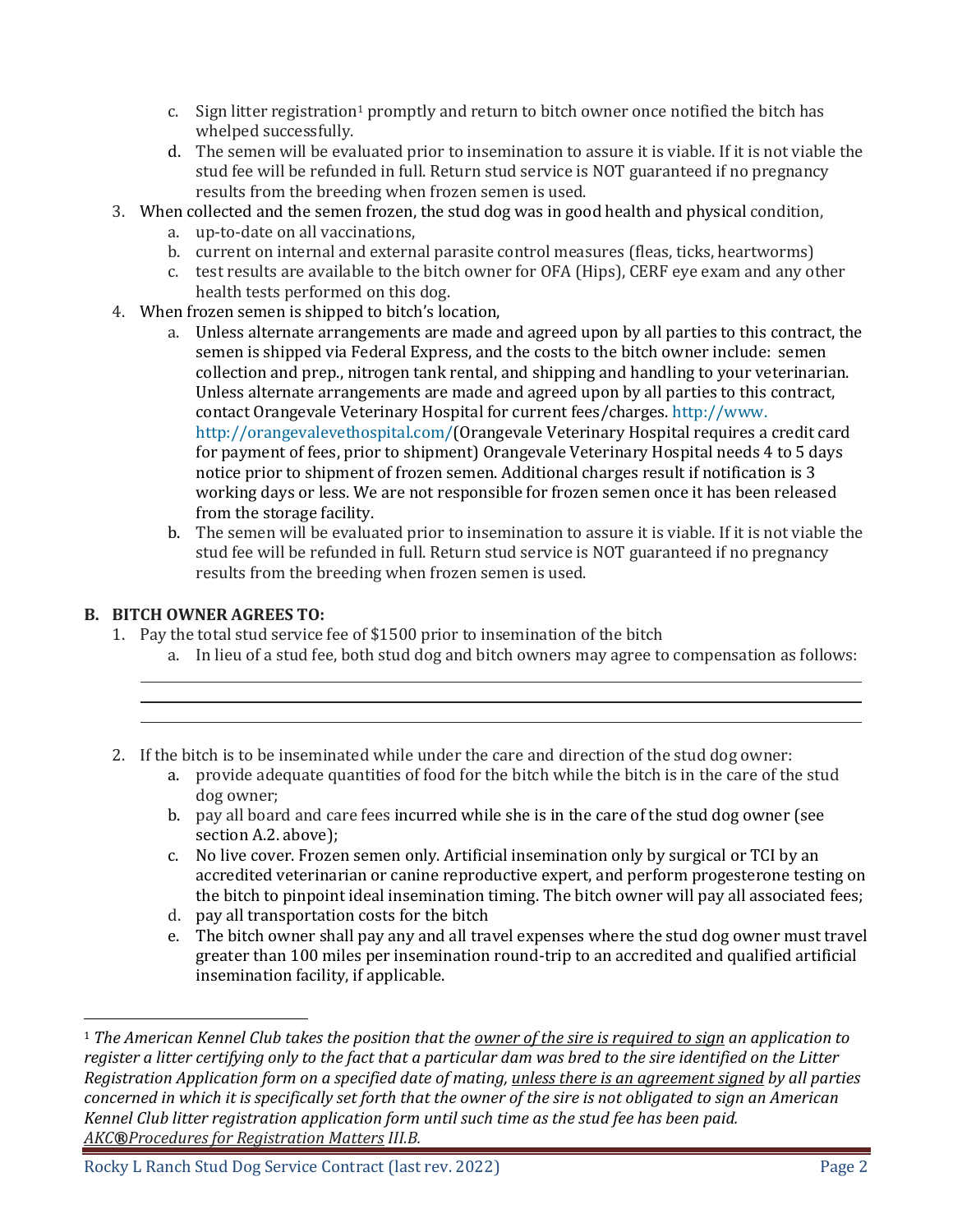c. Sign litter registration[1] promptly and return to bitch owner once notified the bitch has whelped successfully.
   d. The semen will be evaluated prior to insemination to assure it is viable. If it is not viable the stud fee will be refunded in full. Return stud service is NOT guaranteed if no pregnancy results from the breeding when frozen semen is used.

3. When collected and the semen frozen, the stud dog was in good health and physical condition,
   a. up-to-date on all vaccinations,
   b. current on internal and external parasite control measures (fleas, ticks, heartworms)
   c. test results are available to the bitch owner for OFA (Hips), CERF eye exam and any other health tests performed on this dog.

4. When frozen semen is shipped to bitch's location,
   a. Unless alternate arrangements are made and agreed upon by all parties to this contract, the semen is shipped via Federal Express, and the costs to the bitch owner include: semen collection and prep., nitrogen tank rental, and shipping and handling to your veterinarian. Unless alternate arrangements are made and agreed upon by all parties to this contract, contact Orangevale Veterinary Hospital for current fees/charges. http://www. http://orangevalevethospital.com/(Orangevale Veterinary Hospital requires a credit card for payment of fees, prior to shipment) Orangevale Veterinary Hospital needs 4 to 5 days notice prior to shipment of frozen semen. Additional charges result if notification is 3 working days or less. We are not responsible for frozen semen once it has been released from the storage facility.
   b. The semen will be evaluated prior to insemination to assure it is viable. If it is not viable the stud fee will be refunded in full. Return stud service is NOT guaranteed if no pregnancy results from the breeding when frozen semen is used.

**B. BITCH OWNER AGREES TO:**

1. Pay the total stud service fee of $1500 prior to insemination of the bitch
   a. In lieu of a stud fee, both stud dog and bitch owners may agree to compensation as follows:

   ______________________________________________________________________________

   ______________________________________________________________________________

   ______________________________________________________________________________

2. If the bitch is to be inseminated while under the care and direction of the stud dog owner:
   a. provide adequate quantities of food for the bitch while the bitch is in the care of the stud dog owner;
   b. pay all board and care fees incurred while she is in the care of the stud dog owner (see section A.2. above);
   c. No live cover. Frozen semen only. Artificial insemination only by surgical or TCI by an accredited veterinarian or canine reproductive expert, and perform progesterone testing on the bitch to pinpoint ideal insemination timing. The bitch owner will pay all associated fees;
   d. pay all transportation costs for the bitch
   e. The bitch owner shall pay any and all travel expenses where the stud dog owner must travel greater than 100 miles per insemination round-trip to an accredited and qualified artificial insemination facility, if applicable.

---

[1] *The American Kennel Club takes the position that the <u>owner of the sire is required to sign</u> an application to register a litter certifying only to the fact that a particular dam was bred to the sire identified on the Litter Registration Application form on a specified date of mating, <u>unless there is an agreement signed</u> by all parties concerned in which it is specifically set forth that the owner of the sire is not obligated to sign an American Kennel Club litter registration application form until such time as the stud fee has been paid. <u>AKC®Procedures for Registration Matters</u> III.B.*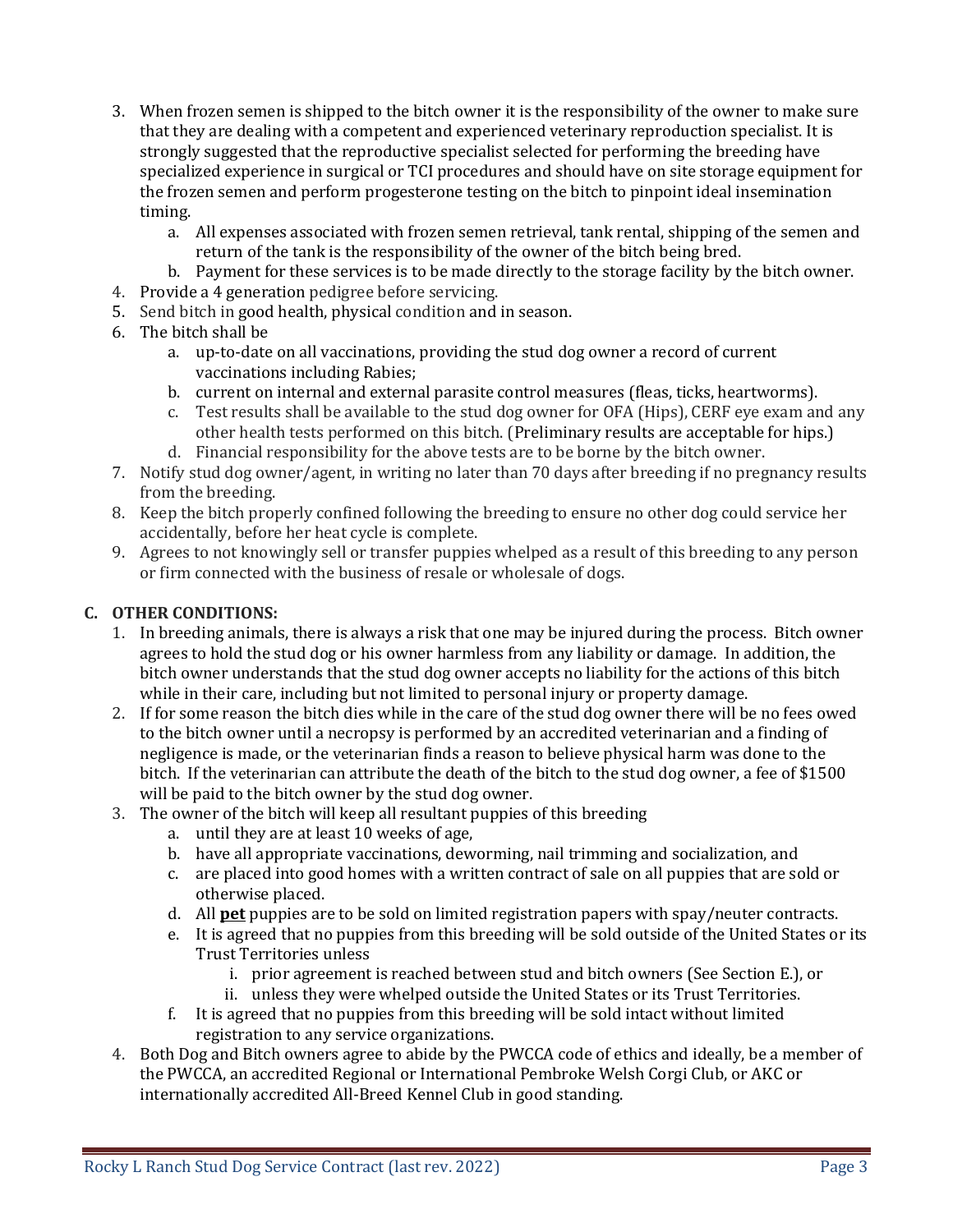3. When frozen semen is shipped to the bitch owner it is the responsibility of the owner to make sure that they are dealing with a competent and experienced veterinary reproduction specialist. It is strongly suggested that the reproductive specialist selected for performing the breeding have specialized experience in surgical or TCI procedures and should have on site storage equipment for the frozen semen and perform progesterone testing on the bitch to pinpoint ideal insemination timing.
    a. All expenses associated with frozen semen retrieval, tank rental, shipping of the semen and return of the tank is the responsibility of the owner of the bitch being bred.
    b. Payment for these services is to be made directly to the storage facility by the bitch owner.
4. Provide a 4 generation pedigree before servicing.
5. Send bitch in good health, physical condition and in season.
6. The bitch shall be
    a. up-to-date on all vaccinations, providing the stud dog owner a record of current vaccinations including Rabies;
    b. current on internal and external parasite control measures (fleas, ticks, heartworms).
    c. Test results shall be available to the stud dog owner for OFA (Hips), CERF eye exam and any other health tests performed on this bitch. (Preliminary results are acceptable for hips.)
    d. Financial responsibility for the above tests are to be borne by the bitch owner.
7. Notify stud dog owner/agent, in writing no later than 70 days after breeding if no pregnancy results from the breeding.
8. Keep the bitch properly confined following the breeding to ensure no other dog could service her accidentally, before her heat cycle is complete.
9. Agrees to not knowingly sell or transfer puppies whelped as a result of this breeding to any person or firm connected with the business of resale or wholesale of dogs.

### C. OTHER CONDITIONS:

1. In breeding animals, there is always a risk that one may be injured during the process. Bitch owner agrees to hold the stud dog or his owner harmless from any liability or damage. In addition, the bitch owner understands that the stud dog owner accepts no liability for the actions of this bitch while in their care, including but not limited to personal injury or property damage.
2. If for some reason the bitch dies while in the care of the stud dog owner there will be no fees owed to the bitch owner until a necropsy is performed by an accredited veterinarian and a finding of negligence is made, or the veterinarian finds a reason to believe physical harm was done to the bitch. If the veterinarian can attribute the death of the bitch to the stud dog owner, a fee of $1500 will be paid to the bitch owner by the stud dog owner.
3. The owner of the bitch will keep all resultant puppies of this breeding
    a. until they are at least 10 weeks of age,
    b. have all appropriate vaccinations, deworming, nail trimming and socialization, and
    c. are placed into good homes with a written contract of sale on all puppies that are sold or otherwise placed.
    d. All **pet** puppies are to be sold on limited registration papers with spay/neuter contracts.
    e. It is agreed that no puppies from this breeding will be sold outside of the United States or its Trust Territories unless
        i. prior agreement is reached between stud and bitch owners (See Section E.), or
        ii. unless they were whelped outside the United States or its Trust Territories.
    f. It is agreed that no puppies from this breeding will be sold intact without limited registration to any service organizations.
4. Both Dog and Bitch owners agree to abide by the PWCCA code of ethics and ideally, be a member of the PWCCA, an accredited Regional or International Pembroke Welsh Corgi Club, or AKC or internationally accredited All-Breed Kennel Club in good standing.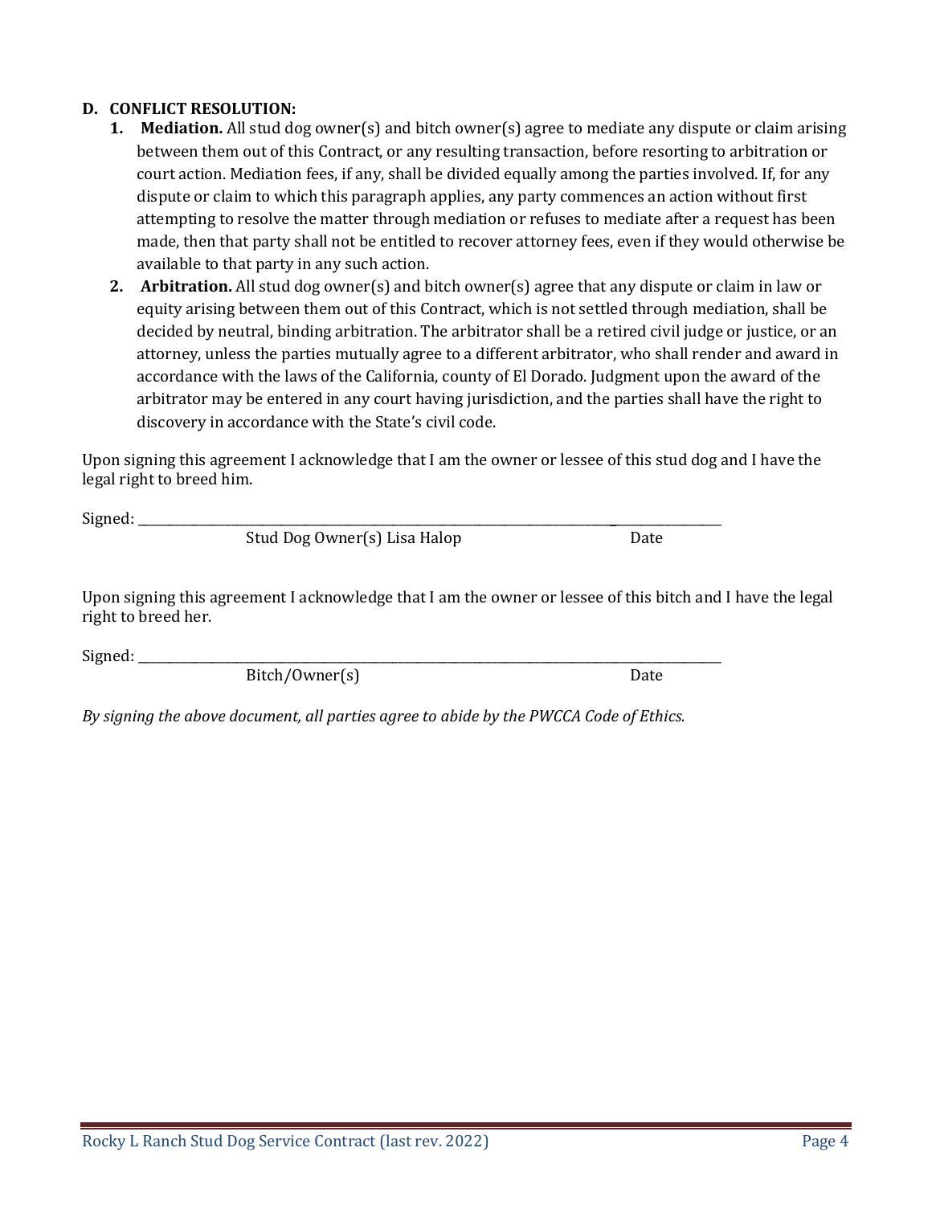**D. CONFLICT RESOLUTION:**

1. **Mediation.** All stud dog owner(s) and bitch owner(s) agree to mediate any dispute or claim arising between them out of this Contract, or any resulting transaction, before resorting to arbitration or court action. Mediation fees, if any, shall be divided equally among the parties involved. If, for any dispute or claim to which this paragraph applies, any party commences an action without first attempting to resolve the matter through mediation or refuses to mediate after a request has been made, then that party shall not be entitled to recover attorney fees, even if they would otherwise be available to that party in any such action.
2. **Arbitration.** All stud dog owner(s) and bitch owner(s) agree that any dispute or claim in law or equity arising between them out of this Contract, which is not settled through mediation, shall be decided by neutral, binding arbitration. The arbitrator shall be a retired civil judge or justice, or an attorney, unless the parties mutually agree to a different arbitrator, who shall render and award in accordance with the laws of the California, county of El Dorado. Judgment upon the award of the arbitrator may be entered in any court having jurisdiction, and the parties shall have the right to discovery in accordance with the State's civil code.

Upon signing this agreement I acknowledge that I am the owner or lessee of this stud dog and I have the legal right to breed him.

Signed: ______________________________________________________________________________

Stud Dog Owner(s) Lisa Halop Date

Upon signing this agreement I acknowledge that I am the owner or lessee of this bitch and I have the legal right to breed her.

Signed: ______________________________________________________________________________

Bitch/Owner(s) Date

*By signing the above document, all parties agree to abide by the PWCCA Code of Ethics.*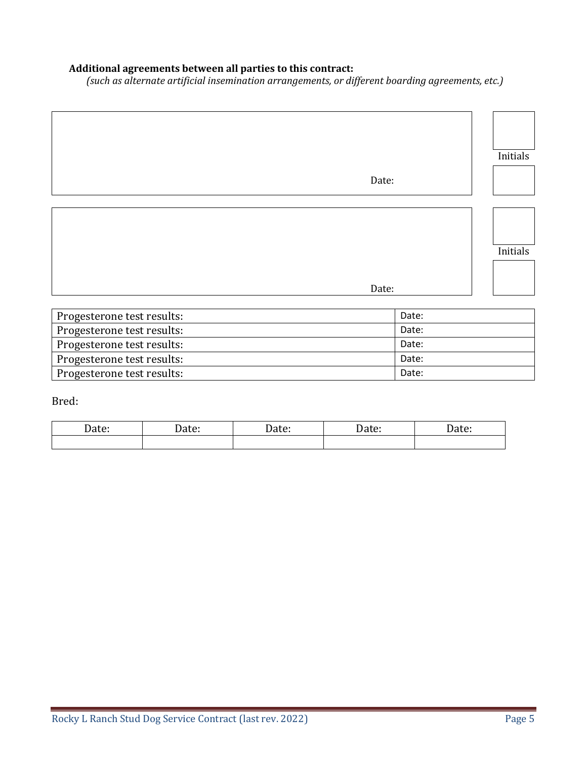**Additional agreements between all parties to this contract:**

*(such as alternate artificial insemination arrangements, or different boarding agreements, etc.)*

| | |
|---|---|
| Date: | Initials |

| | |
|---|---|
| Date: | Initials |

| | |
|---|---|
| Progesterone test results: | Date: |
| Progesterone test results: | Date: |
| Progesterone test results: | Date: |
| Progesterone test results: | Date: |
| Progesterone test results: | Date: |

Bred:

| Date: | Date: | Date: | Date: | Date: |
|---|---|---|---|---|
| | | | | |